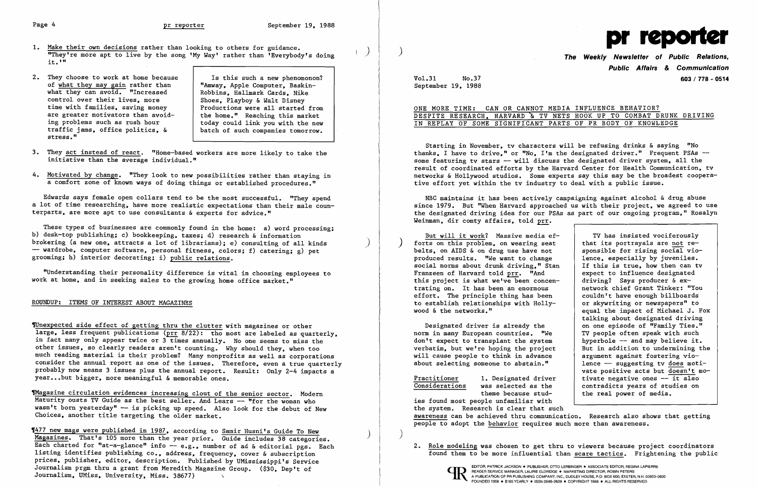1. Make their own decisions rather than looking to others for guidance. "They're more apt to live by the song 'My Way' rather than 'Everybody's doing it.'"

2. They choose to work at home because of what they may gain rather than what they can avoid. "Increased control over their lives, more time with families, saving money are greater motivators than avoiding problems such as rush hour traffic jams, office politics, & stress."

> Is this such a new phenomonon? "Amway, Apple Computer, Baskin-Robbins, Hallmark Cards, Nike Shoes, Playboy & Walt Disney Productions were all started from the home." Reaching this market today could link you with the new batch of such companies tomorrow.

3. They act instead of react. "Home-based workers are more likely to take the initiative than the average individual."

4. Motivated by change. "They look to new possibilities rather than staying in a comfort zone of known ways of doing things or established procedures."

Edwards says female open collars tend to be the most successful. "They spend a lot of time researching, have more realistic expectations than their male counterparts, are more apt to use consultants & experts for advice."

These types of businesses are commonly found in the home: a) word processing; b) desk-top publishing; c) bookkeeping, taxes; d) research & information brokering (a new one, attracts a lot of librarians); e) consulting of all kinds — wardrobe, computer software, personal fitness, colors; f) catering; g) pet grooming; h) interior decorating; i) public relations.

"Understanding their personality difference is vital in choosing employees to work at home, and in seeking sales to the growing home office market."

## ROUNDUP: ITEMS OF INTEREST ABOUT MAGAZINES

¶Unexpected side effect of getting thru the clutter with magazines or other large, less frequent publications (prr 8/22): tho most are labeled as quarterly, in fact many only appear twice or 3 times annually. No one seems to miss the other issues, so clearly readers aren't counting. Why should they, when too much reading material is their problem? Many nonprofits as well as corporations consider the annual report as one of the issues. Therefore, even a true quarterly probably now means 3 issues plus the annual report. Result: Only 2-4 impacts a year...but bigger, more meaningful & memorable ones.

¶Magazine circulation evidences increasing clout of the senior sector. Modern Maturity ousts TV Guide as the best seller. And Lears — "for the woman who wasn't born yesterday" — is picking up speed. Also look for the debut of New Choices, another title targeting the older market.

¶477 new mags were published in 1987, according to Samir Husni's Guide To New Magazines. That's 105 more than the year prior. Guide includes 38 categories. Each charted for "at-a-glance" info — e.g., number of ad & editorial pgs. Each listing identifies publishing co., address, frequency, cover & subscription prices, publisher, editor, description. Published by UMississippi's Service Journalism prgm thru a grant from Meredith Magazine Group. ($30, Dep't of Journalism, UMiss, University, Miss. 38677)

# pr reporter

**The Weekly Newsletter of Public Relations, Public Affairs & Communication**

603 / 778 - 0514

Vol.31 No.37
September 19, 1988

## ONE MORE TIME: CAN OR CANNOT MEDIA INFLUENCE BEHAVIOR? DESPITE RESEARCH, HARVARD & TV NETS HOOK UP TO COMBAT DRUNK DRIVING IN REPLAY OF SOME SIGNIFICANT PARTS OF PR BODY OF KNOWLEDGE

Starting in November, tv characters will be refusing drinks & saying "No thanks, I have to drive," or "No, I'm the designated driver." Frequent PSAs — some featuring tv stars — will discuss the designated driver system, all the result of coordinated efforts by the Harvard Center for Health Communication, tv networks & Hollywood studios. Some experts say this may be the broadest cooperative effort yet within the tv industry to deal with a public issue.

NBC maintains it has been actively campaigning against alcohol & drug abuse since 1979. But "When Harvard approached us with their project, we agreed to use the designated driving idea for our PSAs as part of our ongoing program," Rosalyn Weinman, dir comty affairs, told prr.

But will it work? Massive media efforts on this problem, on wearing seat belts, on AIDS & on drug use have not produced results. "We want to change social norms about drunk driving," Stan Franzeen of Harvard told prr. "And this project is what we've been concentrating on. It has been an enormous effort. The principle thing has been to establish relationships with Hollywood & the networks."

> TV has insisted vociferously that its portrayals are not responsible for rising social violence, especially by juveniles. If this is true, how then can tv expect to influence designated driving? Says producer & ex-network chief Grant Tinker: "You couldn't have enough billboards or skywriting or newspapers" to equal the impact of Michael J. Fox talking about designated driving on one episode of "Family Ties." TV people often speak with such hyperbole — and may believe it. But in addition to undermining the argument against fostering violence — suggesting tv does motivate positive acts but doesn't motivate negative ones — it also contradicts years of studies on the real power of media.

Designated driver is already the norm in many European countries. "We don't expect to transplant the system verbatim, but we're hoping the project will cause people to think in advance about selecting someone to abstain."

**Practitioner Considerations**

1. Designated driver was selected as the theme because studies found most people unfamiliar with the system. Research is clear that such awareness can be achieved thru communication. Research also shows that getting people to adopt the behavior requires much more than awareness.

2. Role modeling was chosen to get thru to viewers because project coordinators found them to be more influential than scare tactics. Frightening the public

EDITOR, PATRICK JACKSON • PUBLISHER, OTTO LERBINGER • ASSOCIATE EDITOR, REGINA LAPIERRE
READER SERVICE MANAGER, LAURIE ELDRIDGE • MARKETING DIRECTOR, ROBIN PETERS
A PUBLICATION OF PR PUBLISHING COMPANY, INC., DUDLEY HOUSE, P.O. BOX 600, EXETER, N.H. 03833-0600
FOUNDED 1958 • $165 YEARLY • ISSN 0048-2609 • COPYRIGHT 1988 • ALL RIGHTS RESERVED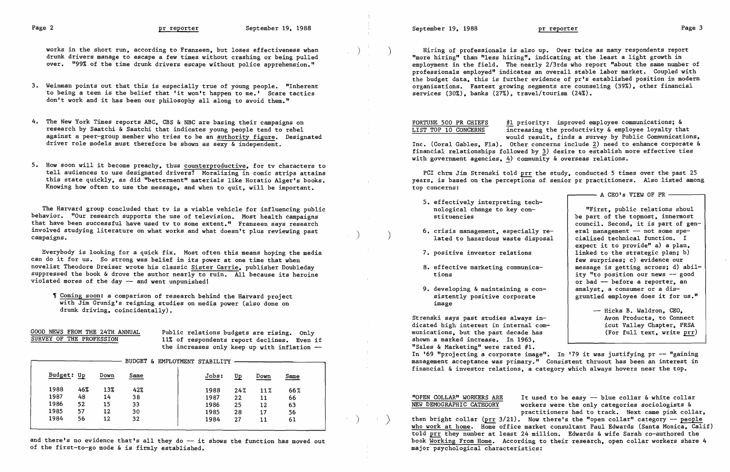works in the short run, according to Franzeen, but loses effectiveness when drunk drivers manage to escape a few times without crashing or being pulled over. "99% of the time drunk drivers escape without police apprehension."

3. Weinman points out that this is especially true of young people. "Inherent to being a teen is the belief that 'it won't happen to me.' Scare tactics don't work and it has been our philosophy all along to avoid them."

4. The New York Times reports ABC, CBS & NBC are basing their campaigns on research by Saatchi & Saatchi that indicates young people tend to rebel against a peer-group member who tries to be an authority figure. Designated driver role models must therefore be shown as sexy & independent.

5. How soon will it become preachy, thus counterproductive, for tv characters to tell audiences to use designated drivers? Moralizing in comic strips attains this state quickly, as did "betterment" materials like Horatio Alger's books. Knowing how often to use the message, and when to quit, will be important.

The Harvard group concluded that tv is a viable vehicle for influencing public behavior. "Our research supports the use of television. Most health campaigns that have been successful have used tv to some extent." Franzeen says research involved studying literature on what works and what doesn't plus reviewing past campaigns.

Everybody is looking for a quick fix. Most often this means hoping the media can do it for us. So strong was belief in its power at one time that when novelist Theodore Dreiser wrote his classic Sister Carrie, publisher Doubleday suppressed the book & drove the author nearly to ruin. All because its heroine violated mores of the day -- and went unpunished!

¶ Coming soon: a comparison of research behind the Harvard project with Jim Grunig's reigning studies on media power (also done on drunk driving, coincidentally).

GOOD NEWS FROM THE 24TH ANNUAL SURVEY OF THE PROFESSION

Public relations budgets are rising. Only 11% of respondents report declines. Even if the increases only keep up with inflation --

BUDGET & EMPLOYMENT STABILITY

| Budget: | Up | Down | Same | Jobs: | Up | Down | Same |
|---|---|---|---|---|---|---|---|
| 1988 | 46% | 13% | 42% | 1988 | 24% | 11% | 66% |
| 1987 | 48 | 14 | 38 | 1987 | 22 | 11 | 66 |
| 1986 | 52 | 15 | 33 | 1986 | 25 | 12 | 63 |
| 1985 | 57 | 12 | 30 | 1985 | 28 | 17 | 56 |
| 1984 | 56 | 12 | 32 | 1984 | 27 | 11 | 61 |

and there's no evidence that's all they do -- it shows the function has moved out of the first-to-go mode & is firmly established.

Hiring of professionals is also up. Over twice as many respondents report "more hiring" than "less hiring", indicating at the least a light growth in employment in the field. The nearly 2/3rds who report "about the same number of professionals employed" indicates an overall stable labor market. Coupled with the budget data, this is further evidence of pr's established position in modern organizations. Fastest growing segments are counseling (39%), other financial services (30%), banks (27%), travel/tourism (24%).

FORTUNE 500 PR CHIEFS LIST TOP 10 CONCERNS

#1 priority: improved employee communications; & increasing the productivity & employee loyalty that would result, finds a survey by Public Communications, Inc. (Coral Gables, Fla). Other concerns include 2) need to enhance corporate & financial relationships followed by 3) desire to establish more effective ties with government agencies, 4) community & overseas relations.

PCI chrm Jim Strenski told prr the study, conducted 5 times over the past 25 years, is based on the perceptions of senior pr practitioners. Also listed among top concerns:

5. effectively interpreting technological change to key constituencies
6. crisis management, especially related to hazardous waste disposal
7. positive investor relations
8. effective marketing communications
9. developing & maintaining a consistently positive corporate image

> **A CEO's VIEW OF PR**
>
> "First, public relations shoul be part of the topmost, innermost council. Second, it is part of general management -- not some specialized technical function. I expect it to provide" a) a plan, linked to the strategic plan; b) few surprises; c) evidence our message is getting across; d) ability "to position our news -- good or bad -- before a reporter, an analyst, a consumer or a disgruntled employee does it for us."
>
> -- Hicks B. Waldron, CEO, Avon Products, to Connecticut Valley Chapter, PRSA (For full text, write prr)

Strenski says past studies always indicated high interest in internal communications, but the past decade has shown a marked increase. In 1963, "Sales & Marketing" were rated #1. In '69 "projecting a corporate image". In '79 it was justifying pr -- "gaining management acceptance was primary." Consistent thruout has been an interest in financial & investor relations, a category which always hovers near the top.

"OPEN COLLAR" WORKERS ARE NEW DEMOGRAPHIC CATEGORY

It used to be easy -- blue collar & white collar workers were the only categories sociologists & practitioners had to track. Next came pink collar, then bright collar (prr 3/21). Now there's the "open collar" category -- people who work at home. Home office market consultant Paul Edwards (Santa Monica, Calif) told prr they number at least 24 million. Edwards & wife Sarah co-authored the book Working From Home. According to their research, open collar workers share 4 major psychological characteristics: